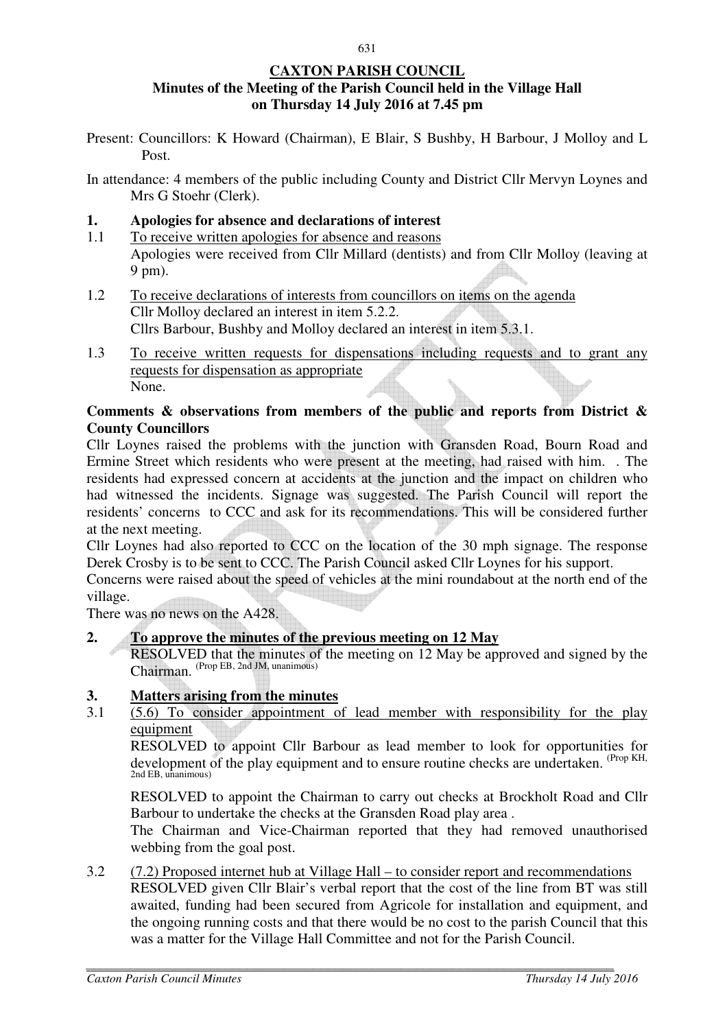**CAXTON PARISH COUNCIL**

**Minutes of the Meeting of the Parish Council held in the Village Hall on Thursday 14 July 2016 at 7.45 pm**

Present: Councillors: K Howard (Chairman), E Blair, S Bushby, H Barbour, J Molloy and L Post.

In attendance: 4 members of the public including County and District Cllr Mervyn Loynes and Mrs G Stoehr (Clerk).

**1. Apologies for absence and declarations of interest**

1.1 To receive written apologies for absence and reasons

Apologies were received from Cllr Millard (dentists) and from Cllr Molloy (leaving at 9 pm).

1.2 To receive declarations of interests from councillors on items on the agenda

Cllr Molloy declared an interest in item 5.2.2.

Cllrs Barbour, Bushby and Molloy declared an interest in item 5.3.1.

1.3 To receive written requests for dispensations including requests and to grant any requests for dispensation as appropriate

None.

**Comments & observations from members of the public and reports from District & County Councillors**

Cllr Loynes raised the problems with the junction with Gransden Road, Bourn Road and Ermine Street which residents who were present at the meeting, had raised with him. . The residents had expressed concern at accidents at the junction and the impact on children who had witnessed the incidents. Signage was suggested. The Parish Council will report the residents' concerns to CCC and ask for its recommendations. This will be considered further at the next meeting.

Cllr Loynes had also reported to CCC on the location of the 30 mph signage. The response Derek Crosby is to be sent to CCC. The Parish Council asked Cllr Loynes for his support.

Concerns were raised about the speed of vehicles at the mini roundabout at the north end of the village.

There was no news on the A428.

**2. To approve the minutes of the previous meeting on 12 May**

RESOLVED that the minutes of the meeting on 12 May be approved and signed by the Chairman. (Prop EB, 2nd JM, unanimous)

**3. Matters arising from the minutes**

3.1 (5.6) To consider appointment of lead member with responsibility for the play equipment

RESOLVED to appoint Cllr Barbour as lead member to look for opportunities for development of the play equipment and to ensure routine checks are undertaken. (Prop KH, 2nd EB, unanimous)

RESOLVED to appoint the Chairman to carry out checks at Brockholt Road and Cllr Barbour to undertake the checks at the Gransden Road play area .

The Chairman and Vice-Chairman reported that they had removed unauthorised webbing from the goal post.

3.2 (7.2) Proposed internet hub at Village Hall – to consider report and recommendations

RESOLVED given Cllr Blair's verbal report that the cost of the line from BT was still awaited, funding had been secured from Agricole for installation and equipment, and the ongoing running costs and that there would be no cost to the parish Council that this was a matter for the Village Hall Committee and not for the Parish Council.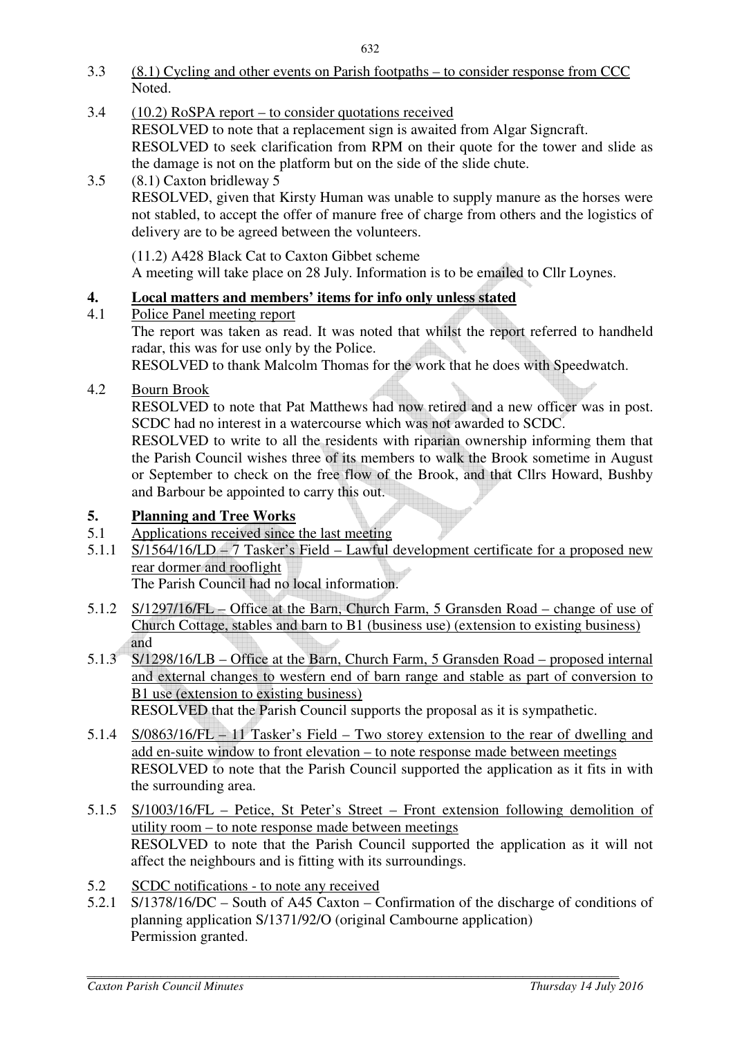3.3 <u>(8.1) Cycling and other events on Parish footpaths – to consider response from CCC</u>
Noted.

3.4 <u>(10.2) RoSPA report – to consider quotations received</u>
RESOLVED to note that a replacement sign is awaited from Algar Signcraft.
RESOLVED to seek clarification from RPM on their quote for the tower and slide as the damage is not on the platform but on the side of the slide chute.

3.5 (8.1) Caxton bridleway 5
RESOLVED, given that Kirsty Human was unable to supply manure as the horses were not stabled, to accept the offer of manure free of charge from others and the logistics of delivery are to be agreed between the volunteers.

(11.2) A428 Black Cat to Caxton Gibbet scheme
A meeting will take place on 28 July. Information is to be emailed to Cllr Loynes.

## 4. Local matters and members' items for info only unless stated

4.1 <u>Police Panel meeting report</u>
The report was taken as read. It was noted that whilst the report referred to handheld radar, this was for use only by the Police.
RESOLVED to thank Malcolm Thomas for the work that he does with Speedwatch.

4.2 <u>Bourn Brook</u>
RESOLVED to note that Pat Matthews had now retired and a new officer was in post. SCDC had no interest in a watercourse which was not awarded to SCDC.
RESOLVED to write to all the residents with riparian ownership informing them that the Parish Council wishes three of its members to walk the Brook sometime in August or September to check on the free flow of the Brook, and that Cllrs Howard, Bushby and Barbour be appointed to carry this out.

## 5. Planning and Tree Works

5.1 <u>Applications received since the last meeting</u>

5.1.1 <u>S/1564/16/LD – 7 Tasker's Field – Lawful development certificate for a proposed new rear dormer and rooflight</u>
The Parish Council had no local information.

5.1.2 <u>S/1297/16/FL – Office at the Barn, Church Farm, 5 Gransden Road – change of use of Church Cottage, stables and barn to B1 (business use) (extension to existing business)</u> and

5.1.3 <u>S/1298/16/LB – Office at the Barn, Church Farm, 5 Gransden Road – proposed internal and external changes to western end of barn range and stable as part of conversion to B1 use (extension to existing business)</u>
RESOLVED that the Parish Council supports the proposal as it is sympathetic.

5.1.4 <u>S/0863/16/FL – 11 Tasker's Field – Two storey extension to the rear of dwelling and add en-suite window to front elevation – to note response made between meetings</u>
RESOLVED to note that the Parish Council supported the application as it fits in with the surrounding area.

5.1.5 <u>S/1003/16/FL – Petice, St Peter's Street – Front extension following demolition of utility room – to note response made between meetings</u>
RESOLVED to note that the Parish Council supported the application as it will not affect the neighbours and is fitting with its surroundings.

5.2 <u>SCDC notifications - to note any received</u>

5.2.1 S/1378/16/DC – South of A45 Caxton – Confirmation of the discharge of conditions of planning application S/1371/92/O (original Cambourne application)
Permission granted.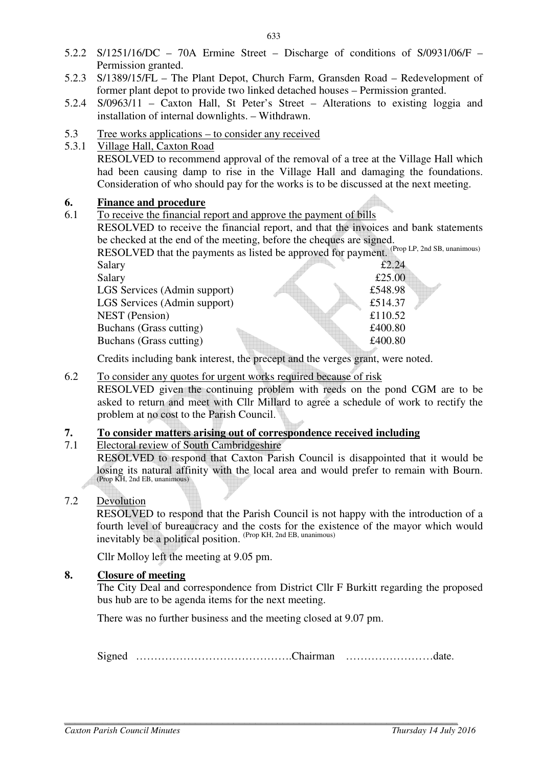5.2.2 S/1251/16/DC – 70A Ermine Street – Discharge of conditions of S/0931/06/F – Permission granted.

5.2.3 S/1389/15/FL – The Plant Depot, Church Farm, Gransden Road – Redevelopment of former plant depot to provide two linked detached houses – Permission granted.

5.2.4 S/0963/11 – Caxton Hall, St Peter's Street – Alterations to existing loggia and installation of internal downlights. – Withdrawn.

5.3 Tree works applications – to consider any received

5.3.1 Village Hall, Caxton Road

RESOLVED to recommend approval of the removal of a tree at the Village Hall which had been causing damp to rise in the Village Hall and damaging the foundations. Consideration of who should pay for the works is to be discussed at the next meeting.

## 6. Finance and procedure

6.1 To receive the financial report and approve the payment of bills

RESOLVED to receive the financial report, and that the invoices and bank statements be checked at the end of the meeting, before the cheques are signed.

RESOLVED that the payments as listed be approved for payment. (Prop LP, 2nd SB, unanimous)

| | |
|---|---|
| Salary | £2.24 |
| Salary | £25.00 |
| LGS Services (Admin support) | £548.98 |
| LGS Services (Admin support) | £514.37 |
| NEST (Pension) | £110.52 |
| Buchans (Grass cutting) | £400.80 |
| Buchans (Grass cutting) | £400.80 |

Credits including bank interest, the precept and the verges grant, were noted.

6.2 To consider any quotes for urgent works required because of risk

RESOLVED given the continuing problem with reeds on the pond CGM are to be asked to return and meet with Cllr Millard to agree a schedule of work to rectify the problem at no cost to the Parish Council.

## 7. To consider matters arising out of correspondence received including

7.1 Electoral review of South Cambridgeshire

RESOLVED to respond that Caxton Parish Council is disappointed that it would be losing its natural affinity with the local area and would prefer to remain with Bourn. (Prop KH, 2nd EB, unanimous)

7.2 Devolution

RESOLVED to respond that the Parish Council is not happy with the introduction of a fourth level of bureaucracy and the costs for the existence of the mayor which would inevitably be a political position. (Prop KH, 2nd EB, unanimous)

Cllr Molloy left the meeting at 9.05 pm.

## 8. Closure of meeting

The City Deal and correspondence from District Cllr F Burkitt regarding the proposed bus hub are to be agenda items for the next meeting.

There was no further business and the meeting closed at 9.07 pm.

Signed …………………………………….Chairman ……………………date.